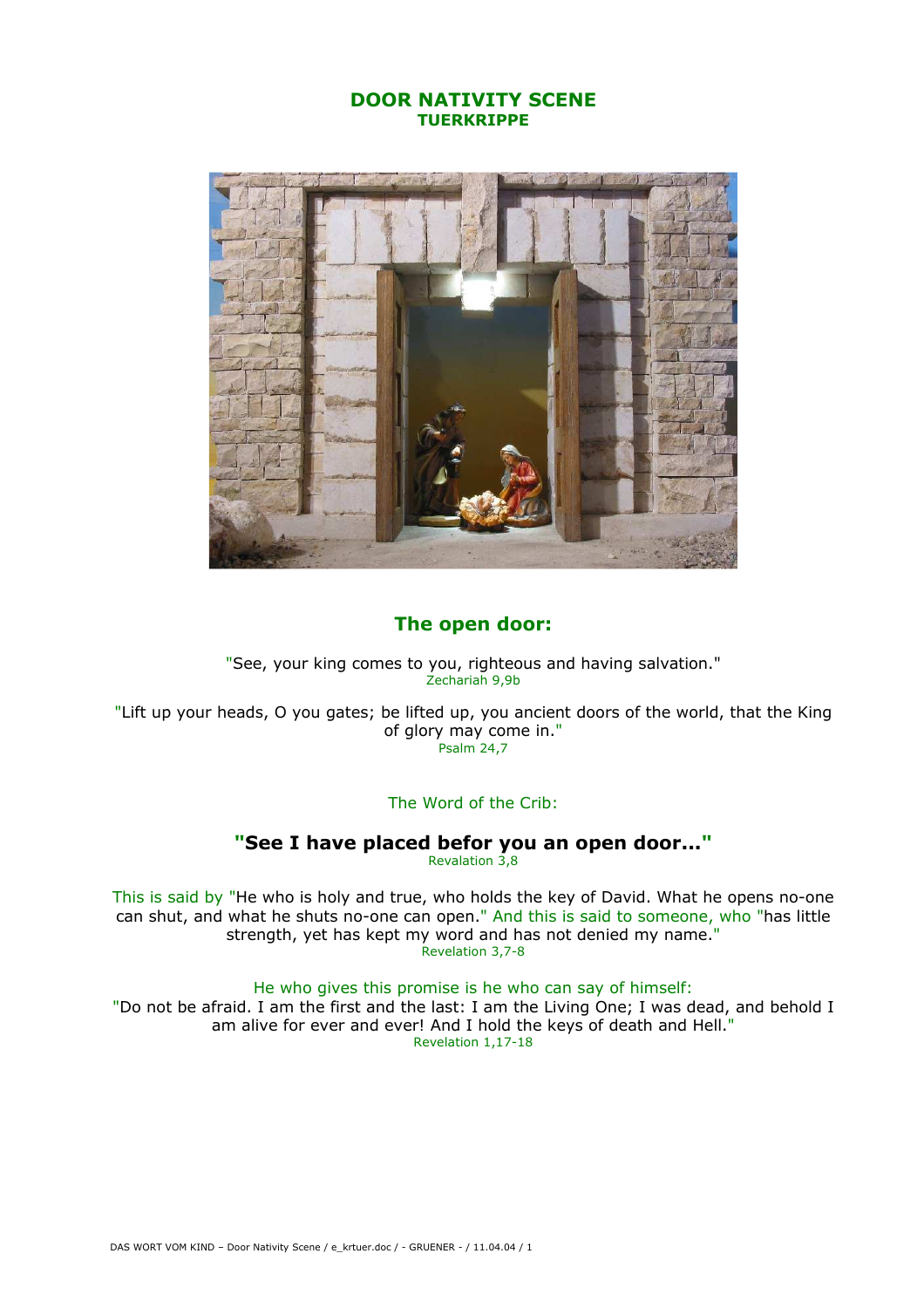# DOOR NATIVITY SCENE
## TUERKRIPPE

## The open door:

"See, your king comes to you, righteous and having salvation."
Zechariah 9,9b

"Lift up your heads, O you gates; be lifted up, you ancient doors of the world, that the King of glory may come in."
Psalm 24,7

The Word of the Crib:

### "See I have placed befor you an open door..."
Revalation 3,8

This is said by "He who is holy and true, who holds the key of David. What he opens no-one can shut, and what he shuts no-one can open." And this is said to someone, who "has little strength, yet has kept my word and has not denied my name."
Revelation 3,7-8

He who gives this promise is he who can say of himself:
"Do not be afraid. I am the first and the last: I am the Living One; I was dead, and behold I am alive for ever and ever! And I hold the keys of death and Hell."
Revelation 1,17-18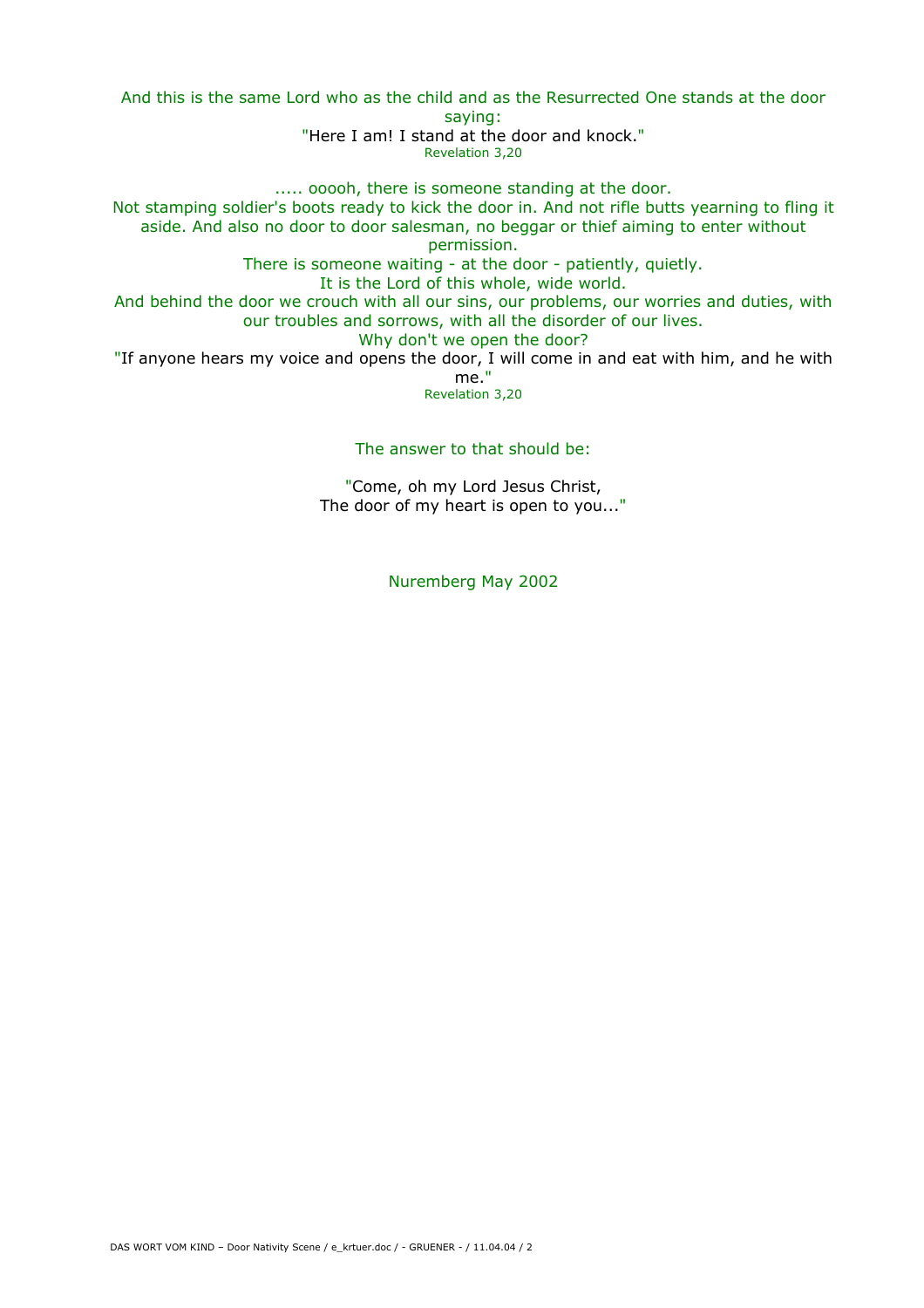And this is the same Lord who as the child and as the Resurrected One stands at the door saying:

"Here I am! I stand at the door and knock."

Revelation 3,20

..... ooooh, there is someone standing at the door.

Not stamping soldier's boots ready to kick the door in. And not rifle butts yearning to fling it aside. And also no door to door salesman, no beggar or thief aiming to enter without permission.

There is someone waiting - at the door - patiently, quietly.

It is the Lord of this whole, wide world.

And behind the door we crouch with all our sins, our problems, our worries and duties, with our troubles and sorrows, with all the disorder of our lives.

Why don't we open the door?

"If anyone hears my voice and opens the door, I will come in and eat with him, and he with me."

Revelation 3,20

The answer to that should be:

"Come, oh my Lord Jesus Christ,
The door of my heart is open to you..."

Nuremberg May 2002